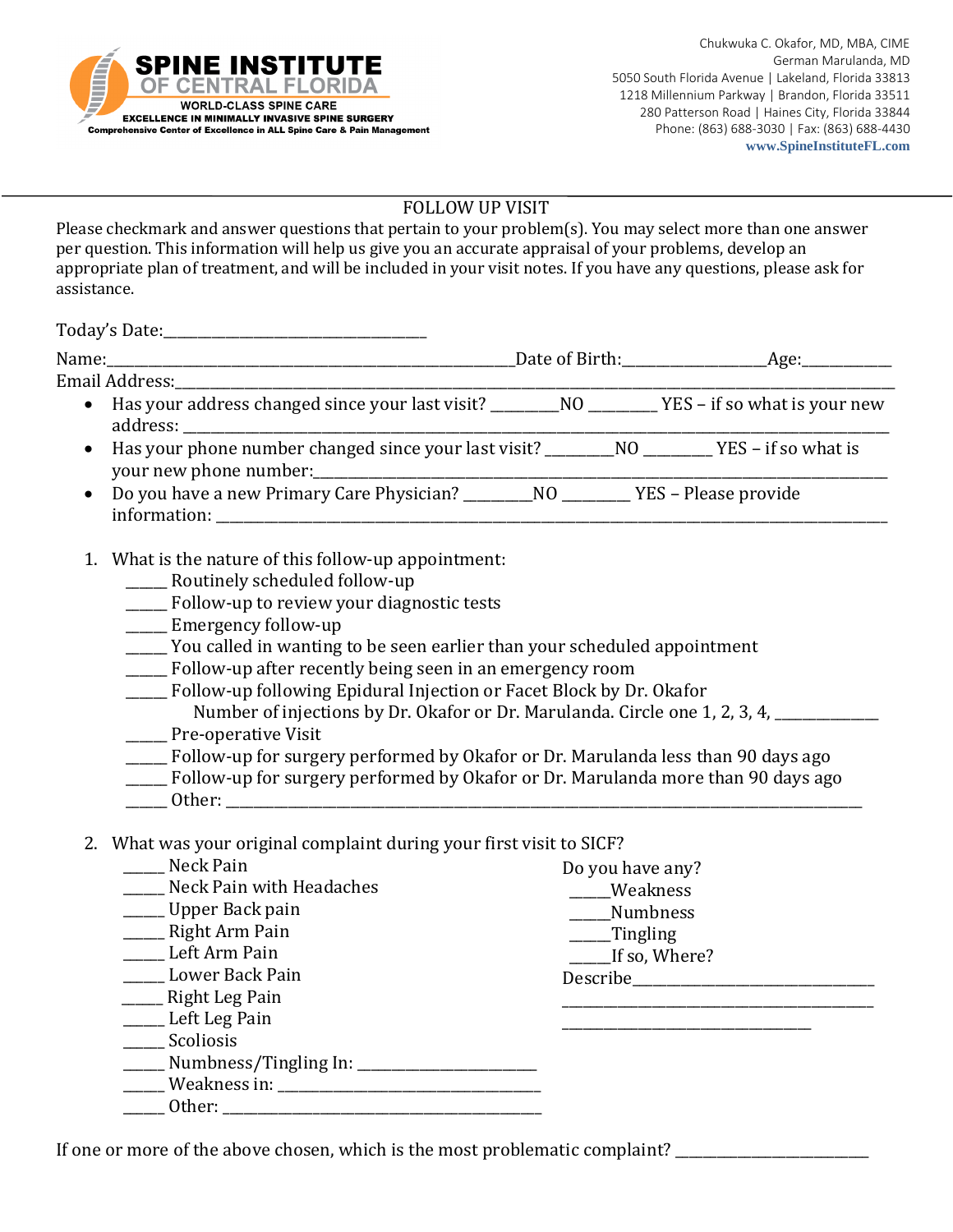**SPINE INSTITUTE OF CENTRAL FLORIDA**
WORLD-CLASS SPINE CARE
EXCELLENCE IN MINIMALLY INVASIVE SPINE SURGERY
Comprehensive Center of Excellence in ALL Spine Care & Pain Management

Chukwuka C. Okafor, MD, MBA, CIME
German Marulanda, MD
5050 South Florida Avenue | Lakeland, Florida 33813
1218 Millennium Parkway | Brandon, Florida 33511
280 Patterson Road | Haines City, Florida 33844
Phone: (863) 688-3030 | Fax: (863) 688-4430
www.SpineInstituteFL.com

---

# FOLLOW UP VISIT

Please checkmark and answer questions that pertain to your problem(s). You may select more than one answer per question. This information will help us give you an accurate appraisal of your problems, develop an appropriate plan of treatment, and will be included in your visit notes. If you have any questions, please ask for assistance.

Today's Date:_________________________________

Name:___________________________________________________Date of Birth:_________________Age:___________

Email Address:_____________________________________________________________________________________

- Has your address changed since your last visit? ________NO ________ YES – if so what is your new address: ____________________________________________________________________________
- Has your phone number changed since your last visit? ________NO ________ YES – if so what is your new phone number:______________________________________________________________
- Do you have a new Primary Care Physician? ________NO ________ YES – Please provide information: _____________________________________________________________________________

1. What is the nature of this follow-up appointment:
   _____ Routinely scheduled follow-up
   _____ Follow-up to review your diagnostic tests
   _____ Emergency follow-up
   _____ You called in wanting to be seen earlier than your scheduled appointment
   _____ Follow-up after recently being seen in an emergency room
   _____ Follow-up following Epidural Injection or Facet Block by Dr. Okafor
   Number of injections by Dr. Okafor or Dr. Marulanda. Circle one 1, 2, 3, 4, _____________
   _____ Pre-operative Visit
   _____ Follow-up for surgery performed by Okafor or Dr. Marulanda less than 90 days ago
   _____ Follow-up for surgery performed by Okafor or Dr. Marulanda more than 90 days ago
   _____ Other: ________________________________________________________________________________

2. What was your original complaint during your first visit to SICF?
   _____ Neck Pain
   _____ Neck Pain with Headaches
   _____ Upper Back pain
   _____ Right Arm Pain
   _____ Left Arm Pain
   _____ Lower Back Pain
   _____ Right Leg Pain
   _____ Left Leg Pain
   _____ Scoliosis
   _____ Numbness/Tingling In: ______________________
   _____ Weakness in: _______________________________
   _____ Other: _______________________________________

   Do you have any?
   _____Weakness
   _____Numbness
   _____Tingling
   _____If so, Where?
   Describe______________________________
   ________________________________________
   _____________________________

If one or more of the above chosen, which is the most problematic complaint? ________________________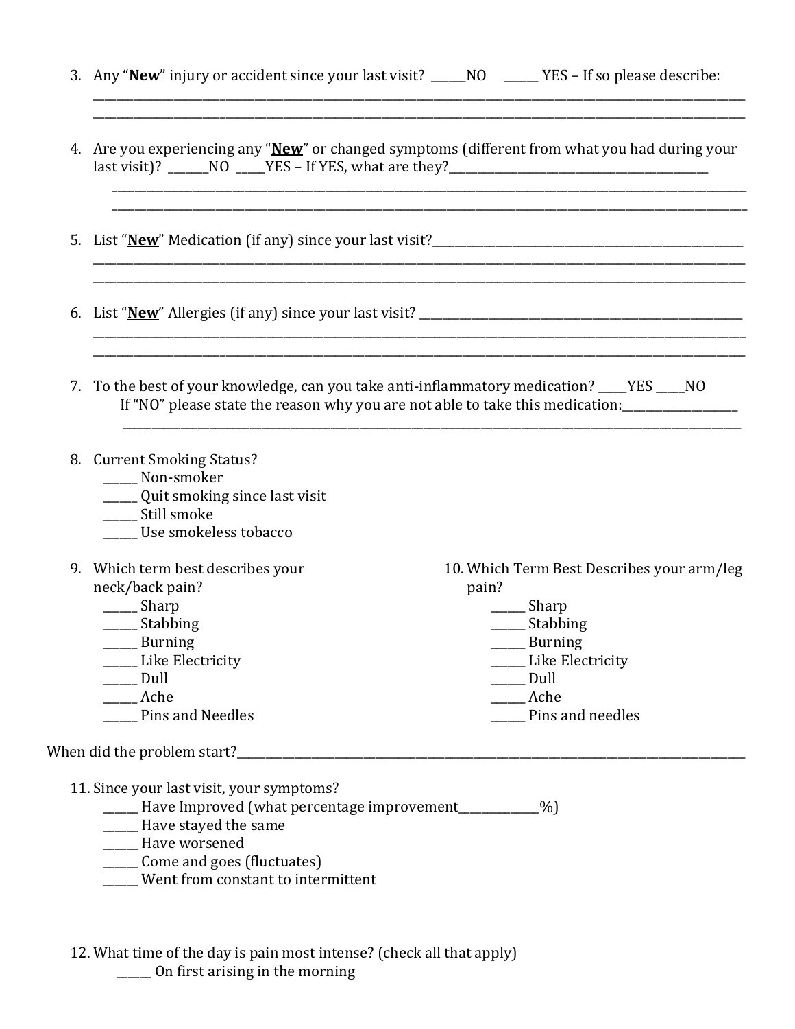3. Any "**New**" injury or accident since your last visit? ______NO ______ YES – If so please describe:
______________________________________________________________________________________________
______________________________________________________________________________________________

4. Are you experiencing any "**New**" or changed symptoms (different from what you had during your last visit)? _______NO _____YES – If YES, what are they?_____________________________________________
______________________________________________________________________________________________
______________________________________________________________________________________________

5. List "**New**" Medication (if any) since your last visit?_______________________________________________________
______________________________________________________________________________________________
______________________________________________________________________________________________

6. List "**New**" Allergies (if any) since your last visit? _______________________________________________________
______________________________________________________________________________________________
______________________________________________________________________________________________

7. To the best of your knowledge, can you take anti-inflammatory medication? _____YES _____NO
   If "NO" please state the reason why you are not able to take this medication:____________________
   ______________________________________________________________________________________________

8. Current Smoking Status?
   - ______ Non-smoker
   - ______ Quit smoking since last visit
   - ______ Still smoke
   - ______ Use smokeless tobacco

9. Which term best describes your neck/back pain?
   - ______ Sharp
   - ______ Stabbing
   - ______ Burning
   - ______ Like Electricity
   - ______ Dull
   - ______ Ache
   - ______ Pins and Needles

10. Which Term Best Describes your arm/leg pain?
    - ______ Sharp
    - ______ Stabbing
    - ______ Burning
    - ______ Like Electricity
    - ______ Dull
    - ______ Ache
    - ______ Pins and needles

When did the problem start?__________________________________________________________________________________

11. Since your last visit, your symptoms?
    - ______ Have Improved (what percentage improvement______________%)
    - ______ Have stayed the same
    - ______ Have worsened
    - ______ Come and goes (fluctuates)
    - ______ Went from constant to intermittent

12. What time of the day is pain most intense? (check all that apply)
    - ______ On first arising in the morning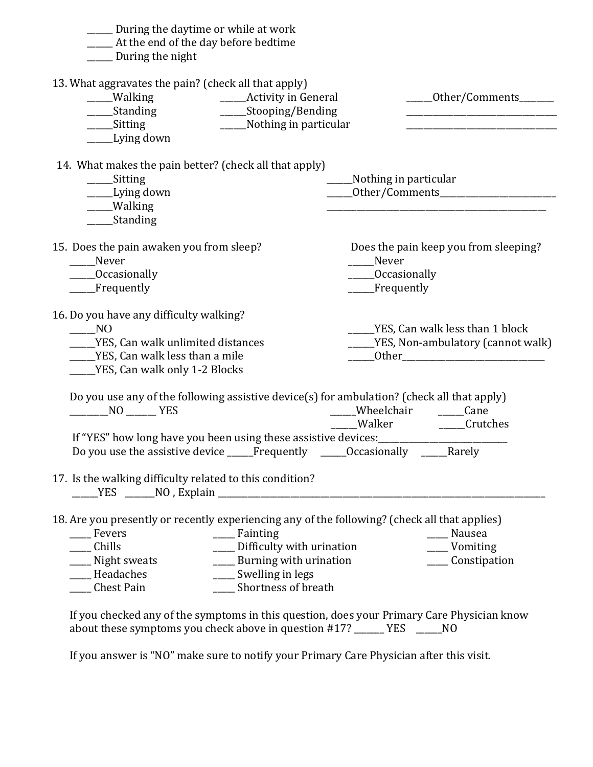_____ During the daytime or while at work
_____ At the end of the day before bedtime
_____ During the night

13. What aggravates the pain? (check all that apply)

_____Walking
_____Standing
_____Sitting
_____Lying down
_____Activity in General
_____Stooping/Bending
_____Nothing in particular
_____Other/Comments_______
________________________________
________________________________

14. What makes the pain better? (check all that apply)

_____Sitting
_____Lying down
_____Walking
_____Standing
_____Nothing in particular
_____Other/Comments________________________
______________________________________________

15. Does the pain awaken you from sleep?

_____Never
_____Occasionally
_____Frequently

Does the pain keep you from sleeping?

_____Never
_____Occasionally
_____Frequently

16. Do you have any difficulty walking?

_____NO
_____YES, Can walk unlimited distances
_____YES, Can walk less than a mile
_____YES, Can walk only 1-2 Blocks
_____YES, Can walk less than 1 block
_____YES, Non-ambulatory (cannot walk)
_____Other_______________________________

Do you use any of the following assistive device(s) for ambulation? (check all that apply)

________NO ______ YES

_____Wheelchair
_____Cane
_____Walker
_____Crutches

If "YES" how long have you been using these assistive devices:____________________________

Do you use the assistive device _____Frequently _____Occasionally _____Rarely

17. Is the walking difficulty related to this condition?

_____YES ______NO , Explain ____________________________________________________________________

18. Are you presently or recently experiencing any of the following? (check all that applies)

____ Fevers
____ Chills
____ Night sweats
____ Headaches
____ Chest Pain
____ Fainting
____ Difficulty with urination
____ Burning with urination
____ Swelling in legs
____ Shortness of breath
____ Nausea
____ Vomiting
____ Constipation

If you checked any of the symptoms in this question, does your Primary Care Physician know about these symptoms you check above in question #17? ______ YES _____NO

If you answer is "NO" make sure to notify your Primary Care Physician after this visit.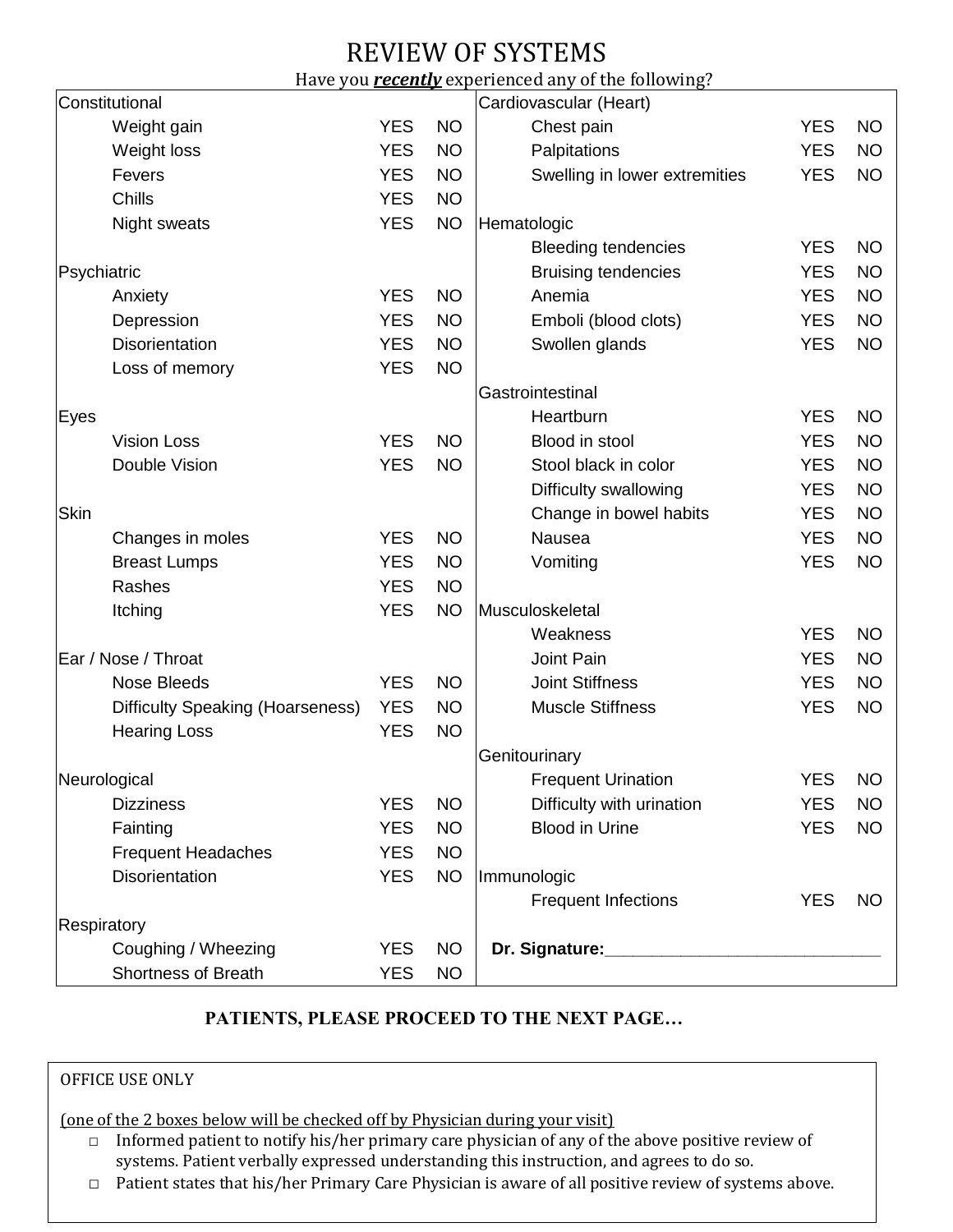# REVIEW OF SYSTEMS

Have you ***recently*** experienced any of the following?

| Constitutional | | | Cardiovascular (Heart) | | |
|---|---|---|---|---|---|
| Weight gain | YES | NO | Chest pain | YES | NO |
| Weight loss | YES | NO | Palpitations | YES | NO |
| Fevers | YES | NO | Swelling in lower extremities | YES | NO |
| Chills | YES | NO | | | |
| Night sweats | YES | NO | **Hematologic** | | |
| | | | Bleeding tendencies | YES | NO |
| **Psychiatric** | | | Bruising tendencies | YES | NO |
| Anxiety | YES | NO | Anemia | YES | NO |
| Depression | YES | NO | Emboli (blood clots) | YES | NO |
| Disorientation | YES | NO | Swollen glands | YES | NO |
| Loss of memory | YES | NO | | | |
| | | | **Gastrointestinal** | | |
| **Eyes** | | | Heartburn | YES | NO |
| Vision Loss | YES | NO | Blood in stool | YES | NO |
| Double Vision | YES | NO | Stool black in color | YES | NO |
| | | | Difficulty swallowing | YES | NO |
| **Skin** | | | Change in bowel habits | YES | NO |
| Changes in moles | YES | NO | Nausea | YES | NO |
| Breast Lumps | YES | NO | Vomiting | YES | NO |
| Rashes | YES | NO | | | |
| Itching | YES | NO | **Musculoskeletal** | | |
| | | | Weakness | YES | NO |
| **Ear / Nose / Throat** | | | Joint Pain | YES | NO |
| Nose Bleeds | YES | NO | Joint Stiffness | YES | NO |
| Difficulty Speaking (Hoarseness) | YES | NO | Muscle Stiffness | YES | NO |
| Hearing Loss | YES | NO | | | |
| | | | **Genitourinary** | | |
| **Neurological** | | | Frequent Urination | YES | NO |
| Dizziness | YES | NO | Difficulty with urination | YES | NO |
| Fainting | YES | NO | Blood in Urine | YES | NO |
| Frequent Headaches | YES | NO | | | |
| Disorientation | YES | NO | **Immunologic** | | |
| | | | Frequent Infections | YES | NO |
| **Respiratory** | | | | | |
| Coughing / Wheezing | YES | NO | **Dr. Signature:**______________________________ | | |
| Shortness of Breath | YES | NO | | | |

**PATIENTS, PLEASE PROCEED TO THE NEXT PAGE…**

OFFICE USE ONLY

(one of the 2 boxes below will be checked off by Physician during your visit)

- ☐ Informed patient to notify his/her primary care physician of any of the above positive review of systems. Patient verbally expressed understanding this instruction, and agrees to do so.
- ☐ Patient states that his/her Primary Care Physician is aware of all positive review of systems above.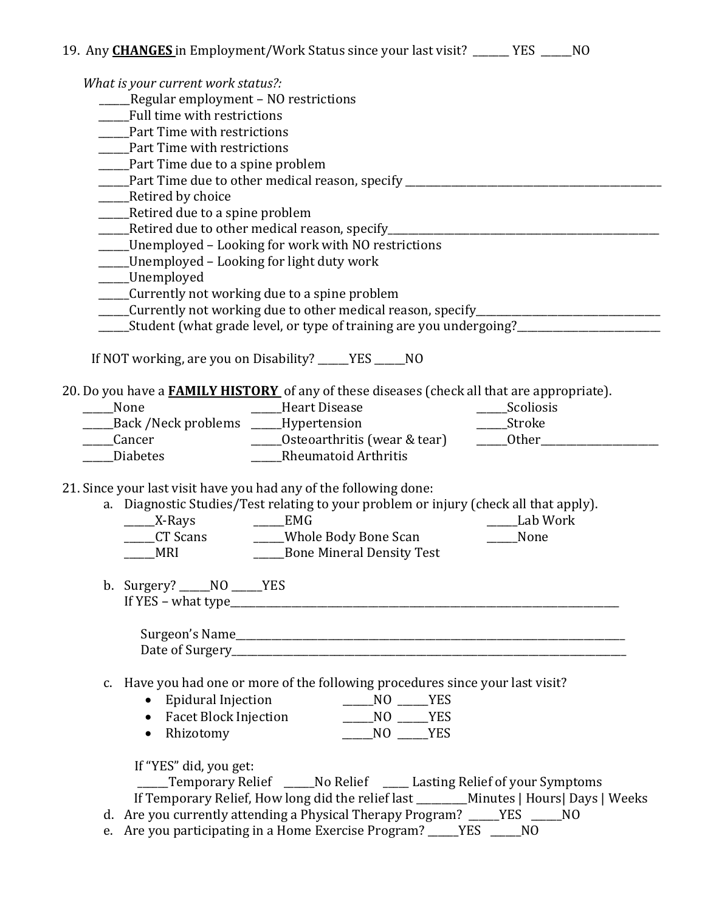19. Any **CHANGES** in Employment/Work Status since your last visit? _______ YES ______NO

*What is your current work status?:*

______Regular employment – NO restrictions
______Full time with restrictions
______Part Time with restrictions
______Part Time with restrictions
______Part Time due to a spine problem
______Part Time due to other medical reason, specify ____________________________________________________
______Retired by choice
______Retired due to a spine problem
______Retired due to other medical reason, specify________________________________________________________
______Unemployed – Looking for work with NO restrictions
______Unemployed – Looking for light duty work
______Unemployed
______Currently not working due to a spine problem
______Currently not working due to other medical reason, specify___________________________________
______Student (what grade level, or type of training are you undergoing?___________________________

If NOT working, are you on Disability? ______YES ______NO

20. Do you have a **FAMILY HISTORY** of any of these diseases (check all that are appropriate).

| | | |
|---|---|---|
| ______None | ______Heart Disease | ______Scoliosis |
| ______Back /Neck problems | ______Hypertension | ______Stroke |
| ______Cancer | ______Osteoarthritis (wear & tear) | ______Other_______________________ |
| ______Diabetes | ______Rheumatoid Arthritis | |

21. Since your last visit have you had any of the following done:

a. Diagnostic Studies/Test relating to your problem or injury (check all that apply).

| | | |
|---|---|---|
| ______X-Rays | ______EMG | ______Lab Work |
| ______CT Scans | ______Whole Body Bone Scan | ______None |
| ______MRI | ______Bone Mineral Density Test | |

b. Surgery? ______NO ______YES
If YES – what type_______________________________________________________________________________

Surgeon's Name_______________________________________________________________________________
Date of Surgery_______________________________________________________________________________

c. Have you had one or more of the following procedures since your last visit?

- Epidural Injection ______NO ______YES
- Facet Block Injection ______NO ______YES
- Rhizotomy ______NO ______YES

If "YES" did, you get:
______Temporary Relief ______No Relief _____ Lasting Relief of your Symptoms
If Temporary Relief, How long did the relief last __________Minutes | Hours| Days | Weeks

d. Are you currently attending a Physical Therapy Program? ______YES ______NO

e. Are you participating in a Home Exercise Program? ______YES ______NO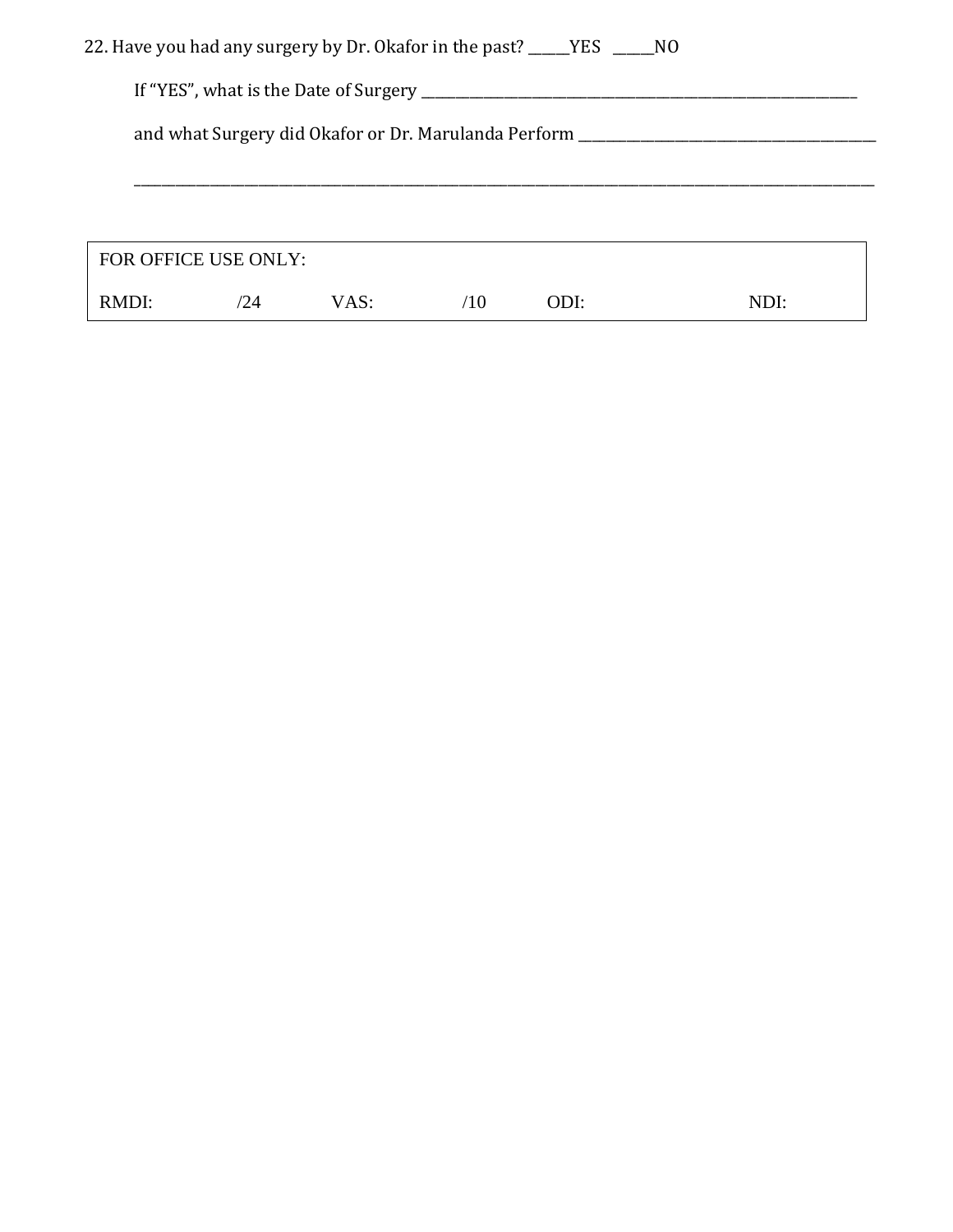22. Have you had any surgery by Dr. Okafor in the past? _____YES   _____NO

    If "YES", what is the Date of Surgery ___________________________________________________________

    and what Surgery did Okafor or Dr. Marulanda Perform _______________________________________

    ___________________________________________________________________________________________

| FOR OFFICE USE ONLY: | | | | | |
|---|---|---|---|---|---|
| RMDI: | /24 | VAS: | /10 | ODI: | NDI: |